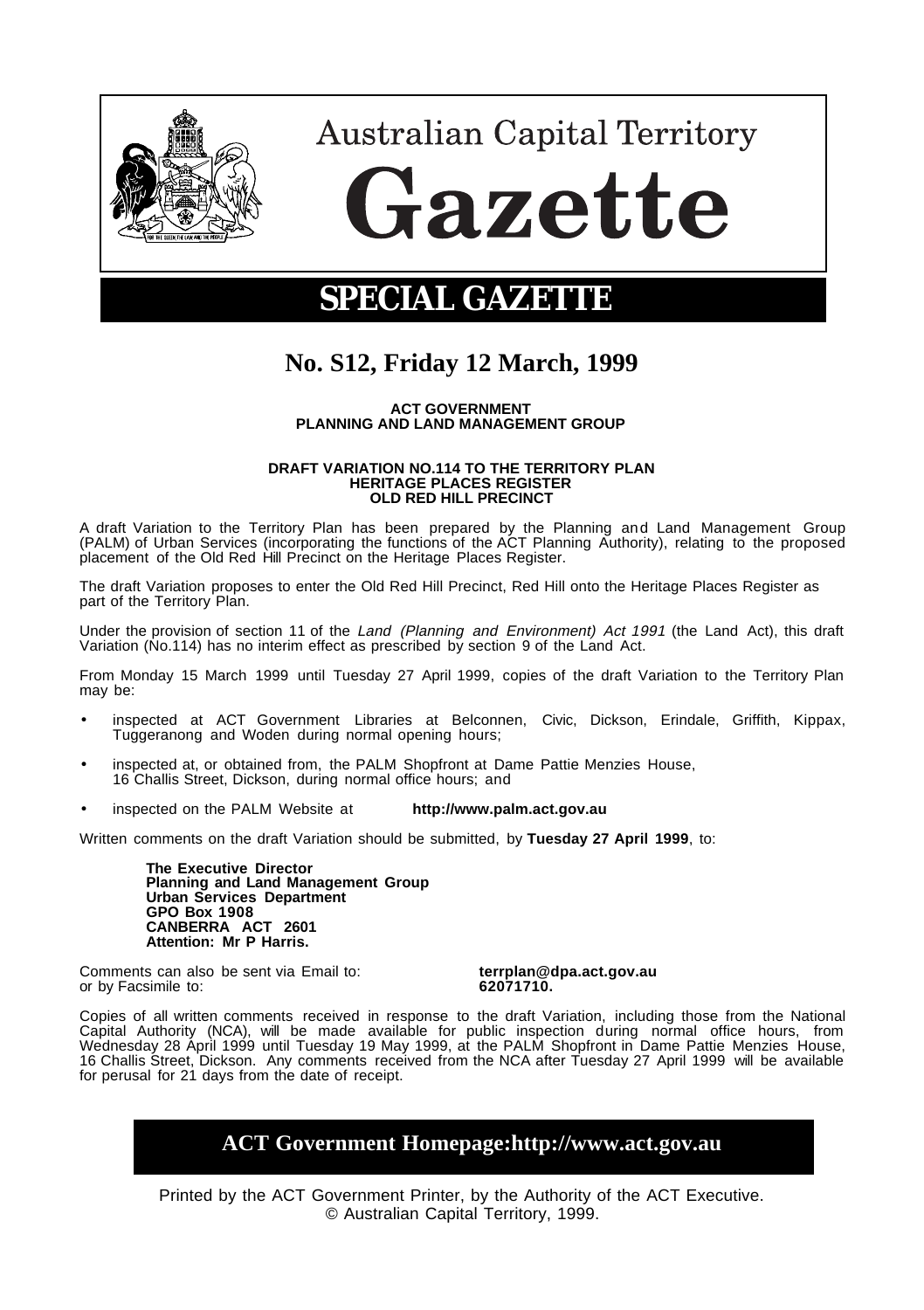# Australian Capital Territory Gazette

## SPECIAL GAZETTE

## No. S12, Friday 12 March, 1999

**ACT GOVERNMENT**
**PLANNING AND LAND MANAGEMENT GROUP**

**DRAFT VARIATION NO.114 TO THE TERRITORY PLAN**
**HERITAGE PLACES REGISTER**
**OLD RED HILL PRECINCT**

A draft Variation to the Territory Plan has been prepared by the Planning and Land Management Group (PALM) of Urban Services (incorporating the functions of the ACT Planning Authority), relating to the proposed placement of the Old Red Hill Precinct on the Heritage Places Register.

The draft Variation proposes to enter the Old Red Hill Precinct, Red Hill onto the Heritage Places Register as part of the Territory Plan.

Under the provision of section 11 of the *Land (Planning and Environment) Act 1991* (the Land Act), this draft Variation (No.114) has no interim effect as prescribed by section 9 of the Land Act.

From Monday 15 March 1999 until Tuesday 27 April 1999, copies of the draft Variation to the Territory Plan may be:

- inspected at ACT Government Libraries at Belconnen, Civic, Dickson, Erindale, Griffith, Kippax, Tuggeranong and Woden during normal opening hours;
- inspected at, or obtained from, the PALM Shopfront at Dame Pattie Menzies House, 16 Challis Street, Dickson, during normal office hours; and
- inspected on the PALM Website at **http://www.palm.act.gov.au**

Written comments on the draft Variation should be submitted, by **Tuesday 27 April 1999**, to:

**The Executive Director**
**Planning and Land Management Group**
**Urban Services Department**
**GPO Box 1908**
**CANBERRA ACT 2601**
**Attention: Mr P Harris.**

Comments can also be sent via Email to: **terrplan@dpa.act.gov.au**
or by Facsimile to: **62071710.**

Copies of all written comments received in response to the draft Variation, including those from the National Capital Authority (NCA), will be made available for public inspection during normal office hours, from Wednesday 28 April 1999 until Tuesday 19 May 1999, at the PALM Shopfront in Dame Pattie Menzies House, 16 Challis Street, Dickson. Any comments received from the NCA after Tuesday 27 April 1999 will be available for perusal for 21 days from the date of receipt.

**ACT Government Homepage:http://www.act.gov.au**

Printed by the ACT Government Printer, by the Authority of the ACT Executive.
© Australian Capital Territory, 1999.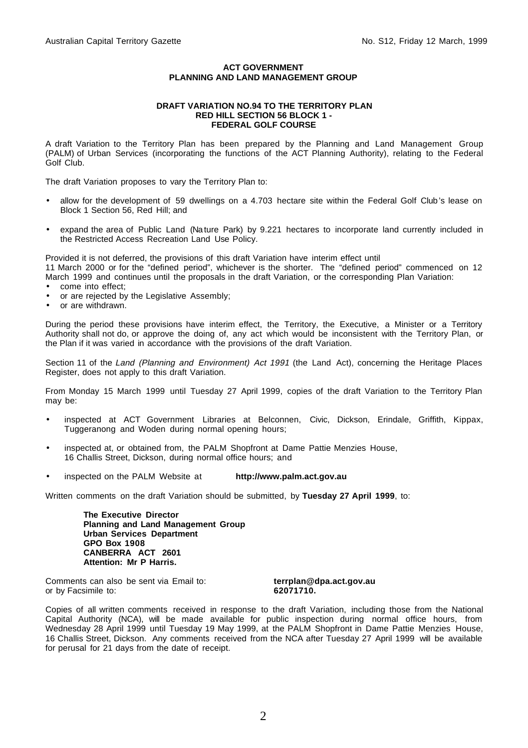**ACT GOVERNMENT**
**PLANNING AND LAND MANAGEMENT GROUP**

**DRAFT VARIATION NO.94 TO THE TERRITORY PLAN**
**RED HILL SECTION 56 BLOCK 1 -**
**FEDERAL GOLF COURSE**

A draft Variation to the Territory Plan has been prepared by the Planning and Land Management Group (PALM) of Urban Services (incorporating the functions of the ACT Planning Authority), relating to the Federal Golf Club.

The draft Variation proposes to vary the Territory Plan to:

- allow for the development of 59 dwellings on a 4.703 hectare site within the Federal Golf Club's lease on Block 1 Section 56, Red Hill; and
- expand the area of Public Land (Nature Park) by 9.221 hectares to incorporate land currently included in the Restricted Access Recreation Land Use Policy.

Provided it is not deferred, the provisions of this draft Variation have interim effect until 11 March 2000 or for the "defined period", whichever is the shorter. The "defined period" commenced on 12 March 1999 and continues until the proposals in the draft Variation, or the corresponding Plan Variation:

- come into effect;
- or are rejected by the Legislative Assembly;
- or are withdrawn.

During the period these provisions have interim effect, the Territory, the Executive, a Minister or a Territory Authority shall not do, or approve the doing of, any act which would be inconsistent with the Territory Plan, or the Plan if it was varied in accordance with the provisions of the draft Variation.

Section 11 of the *Land (Planning and Environment) Act 1991* (the Land Act), concerning the Heritage Places Register, does not apply to this draft Variation.

From Monday 15 March 1999 until Tuesday 27 April 1999, copies of the draft Variation to the Territory Plan may be:

- inspected at ACT Government Libraries at Belconnen, Civic, Dickson, Erindale, Griffith, Kippax, Tuggeranong and Woden during normal opening hours;
- inspected at, or obtained from, the PALM Shopfront at Dame Pattie Menzies House, 16 Challis Street, Dickson, during normal office hours; and
- inspected on the PALM Website at **http://www.palm.act.gov.au**

Written comments on the draft Variation should be submitted, by **Tuesday 27 April 1999**, to:

**The Executive Director**
**Planning and Land Management Group**
**Urban Services Department**
**GPO Box 1908**
**CANBERRA ACT 2601**
**Attention: Mr P Harris.**

Comments can also be sent via Email to: **terrplan@dpa.act.gov.au**
or by Facsimile to: **62071710.**

Copies of all written comments received in response to the draft Variation, including those from the National Capital Authority (NCA), will be made available for public inspection during normal office hours, from Wednesday 28 April 1999 until Tuesday 19 May 1999, at the PALM Shopfront in Dame Pattie Menzies House, 16 Challis Street, Dickson. Any comments received from the NCA after Tuesday 27 April 1999 will be available for perusal for 21 days from the date of receipt.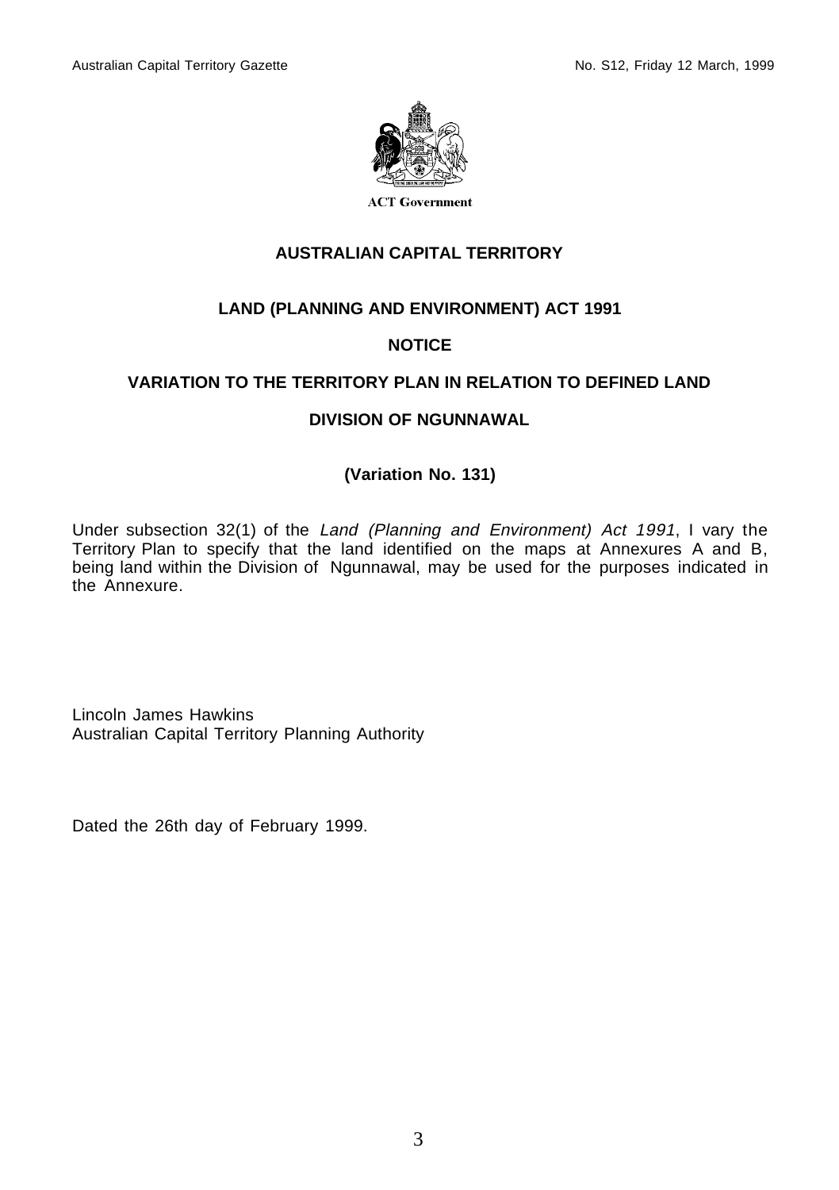ACT Government

# AUSTRALIAN CAPITAL TERRITORY

## LAND (PLANNING AND ENVIRONMENT) ACT 1991

## NOTICE

## VARIATION TO THE TERRITORY PLAN IN RELATION TO DEFINED LAND

## DIVISION OF NGUNNAWAL

### (Variation No. 131)

Under subsection 32(1) of the *Land (Planning and Environment) Act 1991*, I vary the Territory Plan to specify that the land identified on the maps at Annexures A and B, being land within the Division of Ngunnawal, may be used for the purposes indicated in the Annexure.

Lincoln James Hawkins
Australian Capital Territory Planning Authority

Dated the 26th day of February 1999.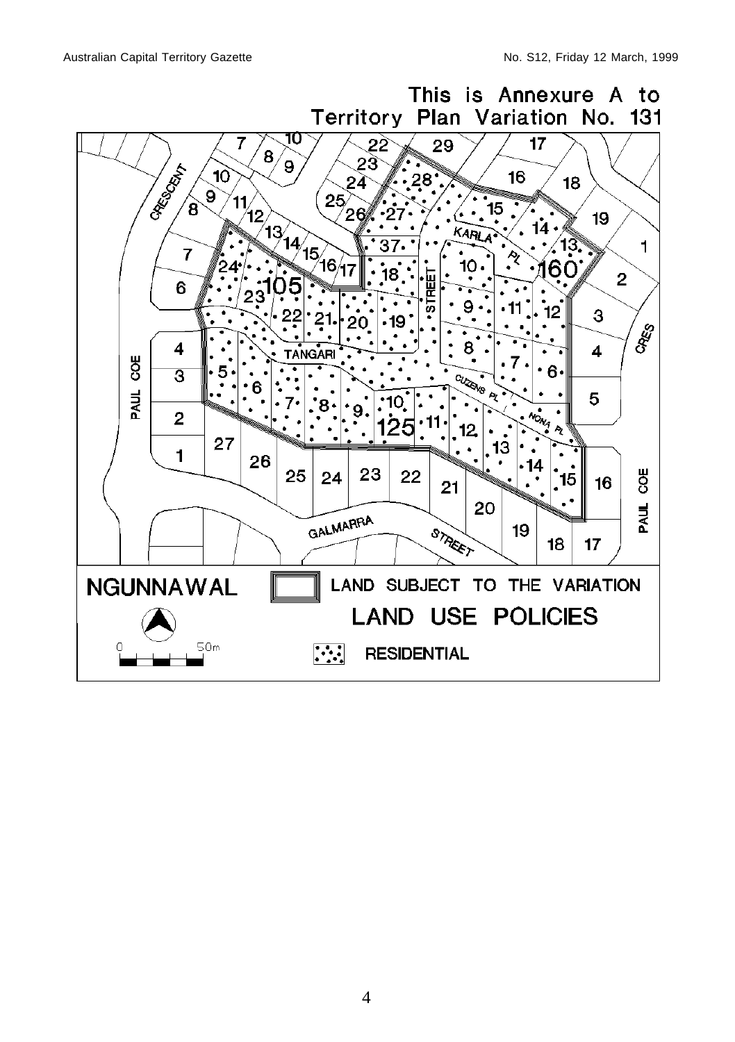This is Annexure A to Territory Plan Variation No. 131

NGUNNAWAL

LAND SUBJECT TO THE VARIATION

LAND USE POLICIES

RESIDENTIAL

0 50m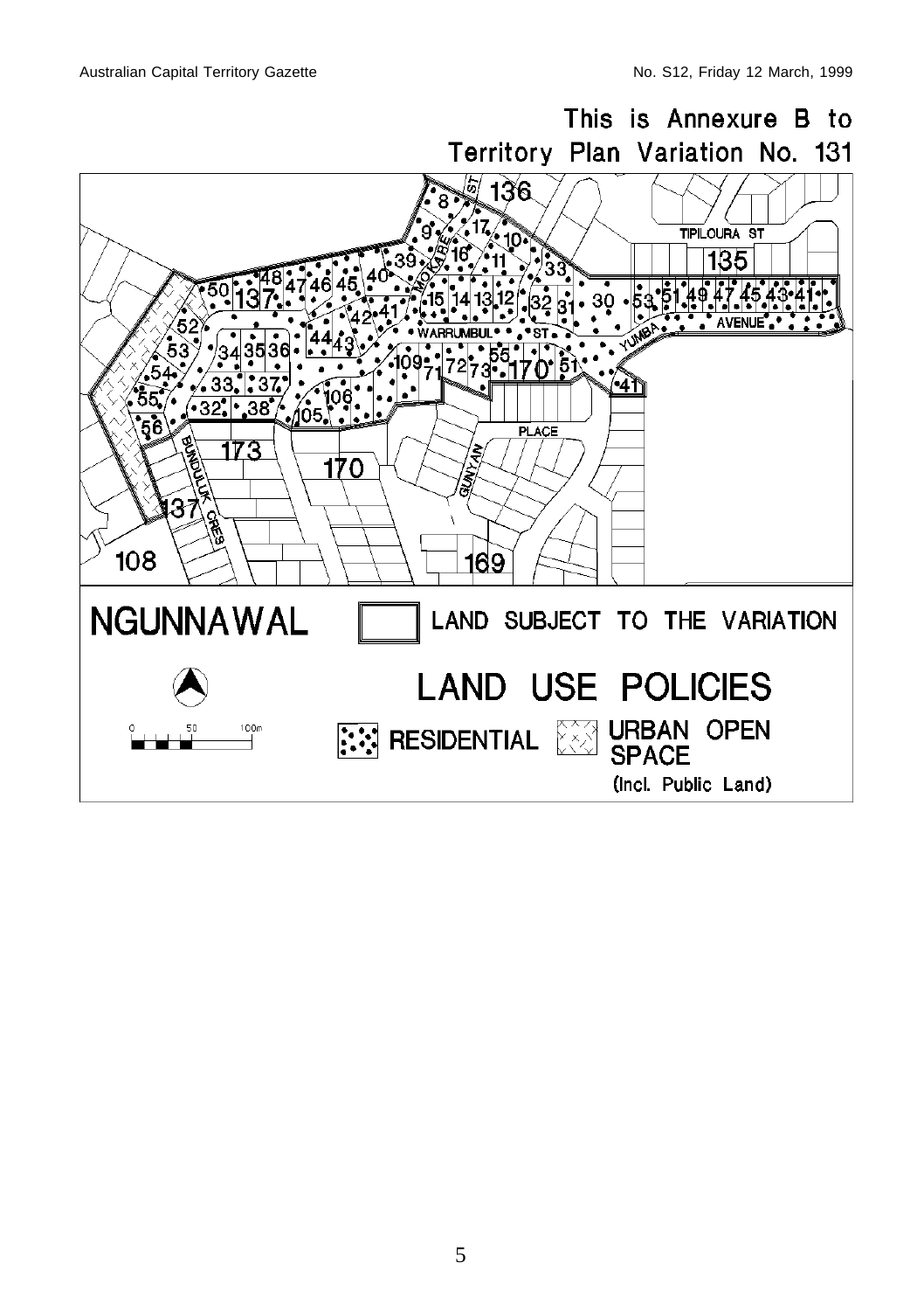# This is Annexure B to Territory Plan Variation No. 131

NGUNNAWAL

LAND SUBJECT TO THE VARIATION

LAND USE POLICIES

RESIDENTIAL

URBAN OPEN SPACE (Incl. Public Land)

0 50 100m

136 135 137 173 170 108 169

TIPILOURA ST

YUMBA AVENUE

WARRUMBUL ST

MOKARE ST

GUNYAN PLACE

BUNDULUK CRES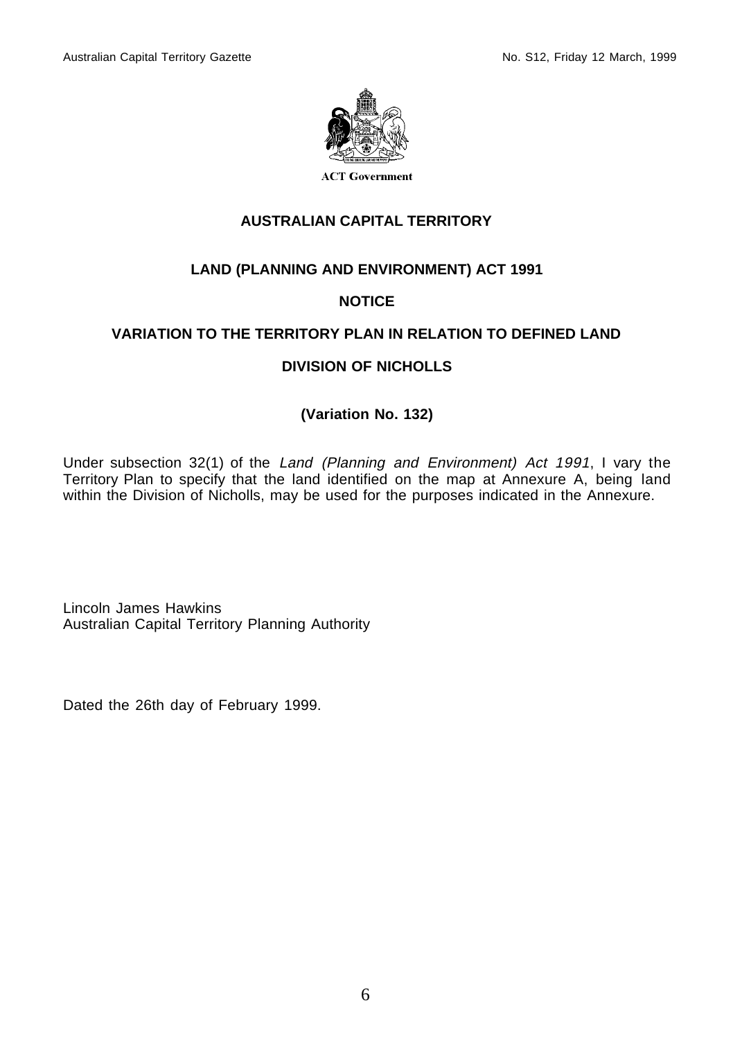ACT Government

**AUSTRALIAN CAPITAL TERRITORY**

**LAND (PLANNING AND ENVIRONMENT) ACT 1991**

**NOTICE**

**VARIATION TO THE TERRITORY PLAN IN RELATION TO DEFINED LAND**

**DIVISION OF NICHOLLS**

**(Variation No. 132)**

Under subsection 32(1) of the *Land (Planning and Environment) Act 1991*, I vary the Territory Plan to specify that the land identified on the map at Annexure A, being land within the Division of Nicholls, may be used for the purposes indicated in the Annexure.

Lincoln James Hawkins
Australian Capital Territory Planning Authority

Dated the 26th day of February 1999.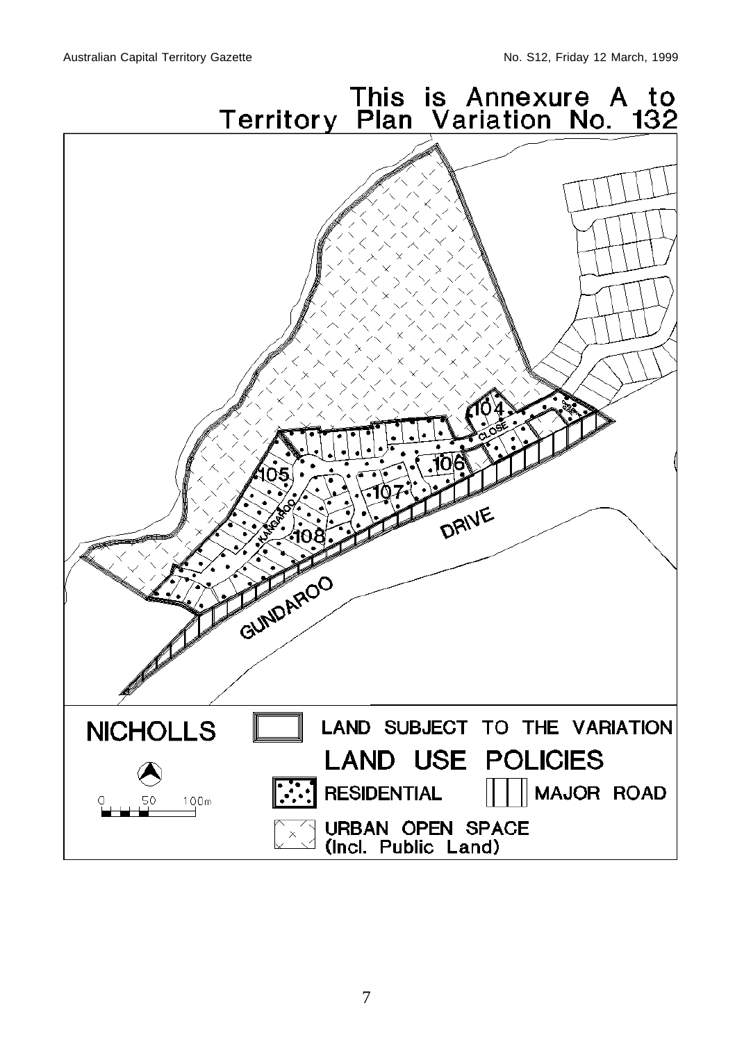# This is Annexure A to Territory Plan Variation No. 132

104

CLOSE

105

106

107

KANGAROO

108

DRIVE

GUNDAROO

NICHOLLS

0 50 100m

LAND SUBJECT TO THE VARIATION

LAND USE POLICIES

RESIDENTIAL

MAJOR ROAD

URBAN OPEN SPACE
(Incl. Public Land)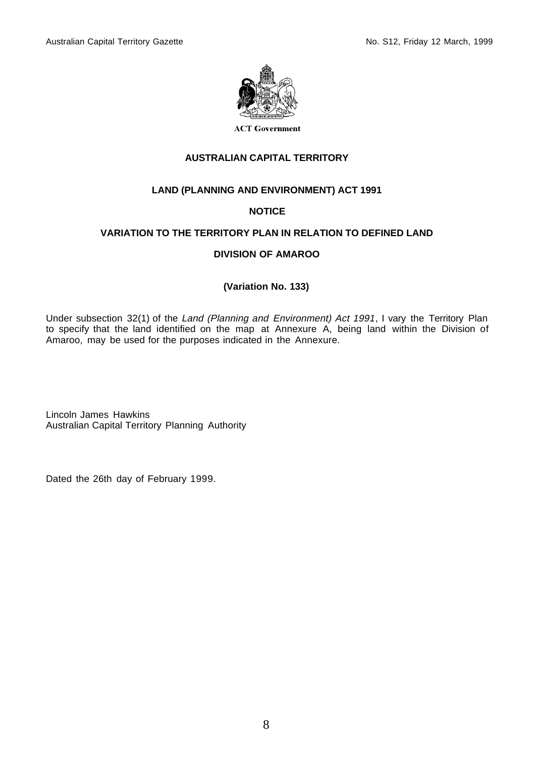ACT Government

**AUSTRALIAN CAPITAL TERRITORY**

**LAND (PLANNING AND ENVIRONMENT) ACT 1991**

**NOTICE**

**VARIATION TO THE TERRITORY PLAN IN RELATION TO DEFINED LAND**

**DIVISION OF AMAROO**

**(Variation No. 133)**

Under subsection 32(1) of the *Land (Planning and Environment) Act 1991*, I vary the Territory Plan to specify that the land identified on the map at Annexure A, being land within the Division of Amaroo, may be used for the purposes indicated in the Annexure.

Lincoln James Hawkins
Australian Capital Territory Planning Authority

Dated the 26th day of February 1999.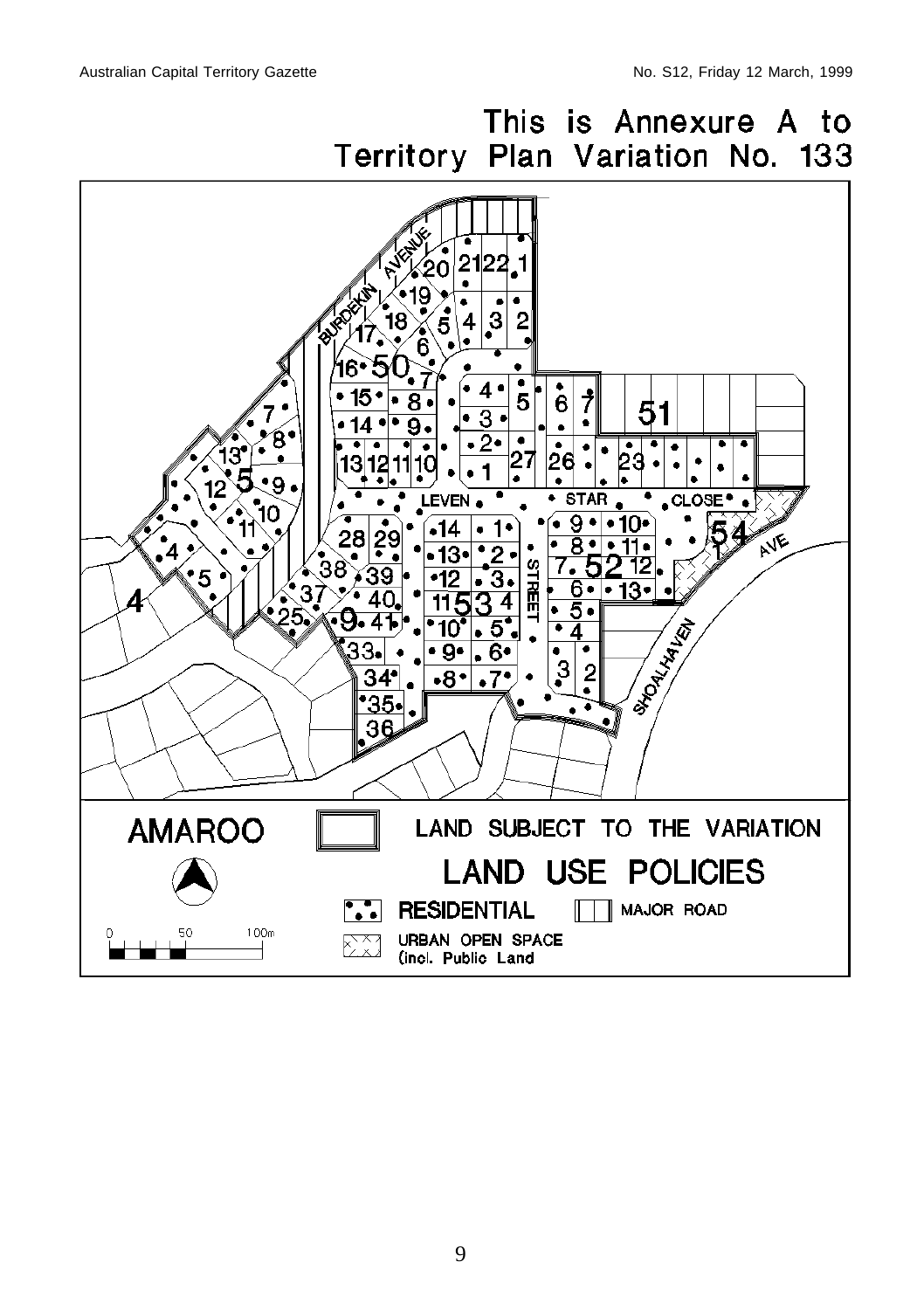# This is Annexure A to Territory Plan Variation No. 133

AMAROO

LAND SUBJECT TO THE VARIATION

LAND USE POLICIES

RESIDENTIAL

MAJOR ROAD

URBAN OPEN SPACE (incl. Public Land

0 50 100m

BURDEKIN AVENUE

LEVEN STREET

STAR CLOSE

SHOALHAVEN AVE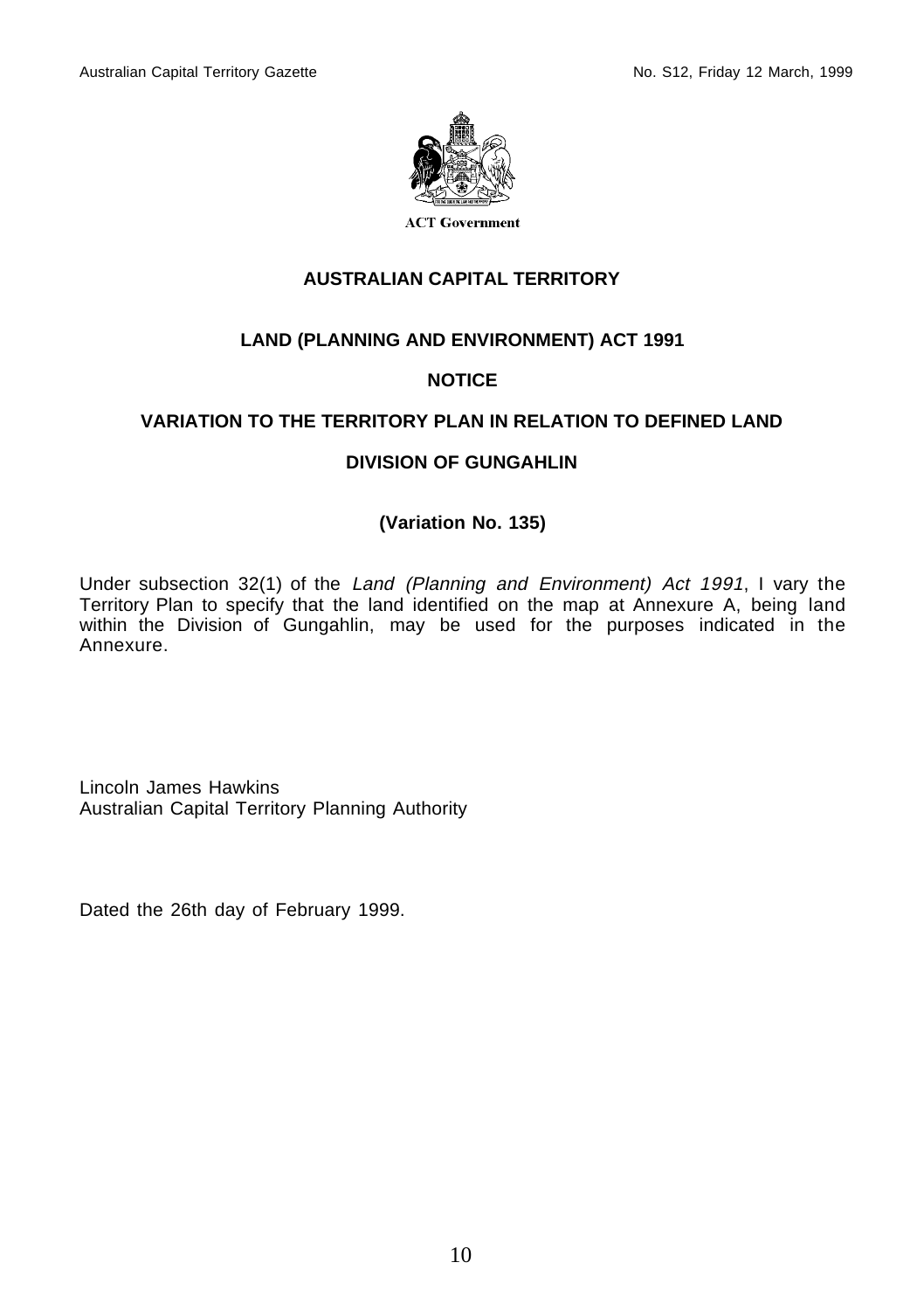ACT Government

# AUSTRALIAN CAPITAL TERRITORY

## LAND (PLANNING AND ENVIRONMENT) ACT 1991

## NOTICE

## VARIATION TO THE TERRITORY PLAN IN RELATION TO DEFINED LAND

## DIVISION OF GUNGAHLIN

### (Variation No. 135)

Under subsection 32(1) of the *Land (Planning and Environment) Act 1991*, I vary the Territory Plan to specify that the land identified on the map at Annexure A, being land within the Division of Gungahlin, may be used for the purposes indicated in the Annexure.

Lincoln James Hawkins
Australian Capital Territory Planning Authority

Dated the 26th day of February 1999.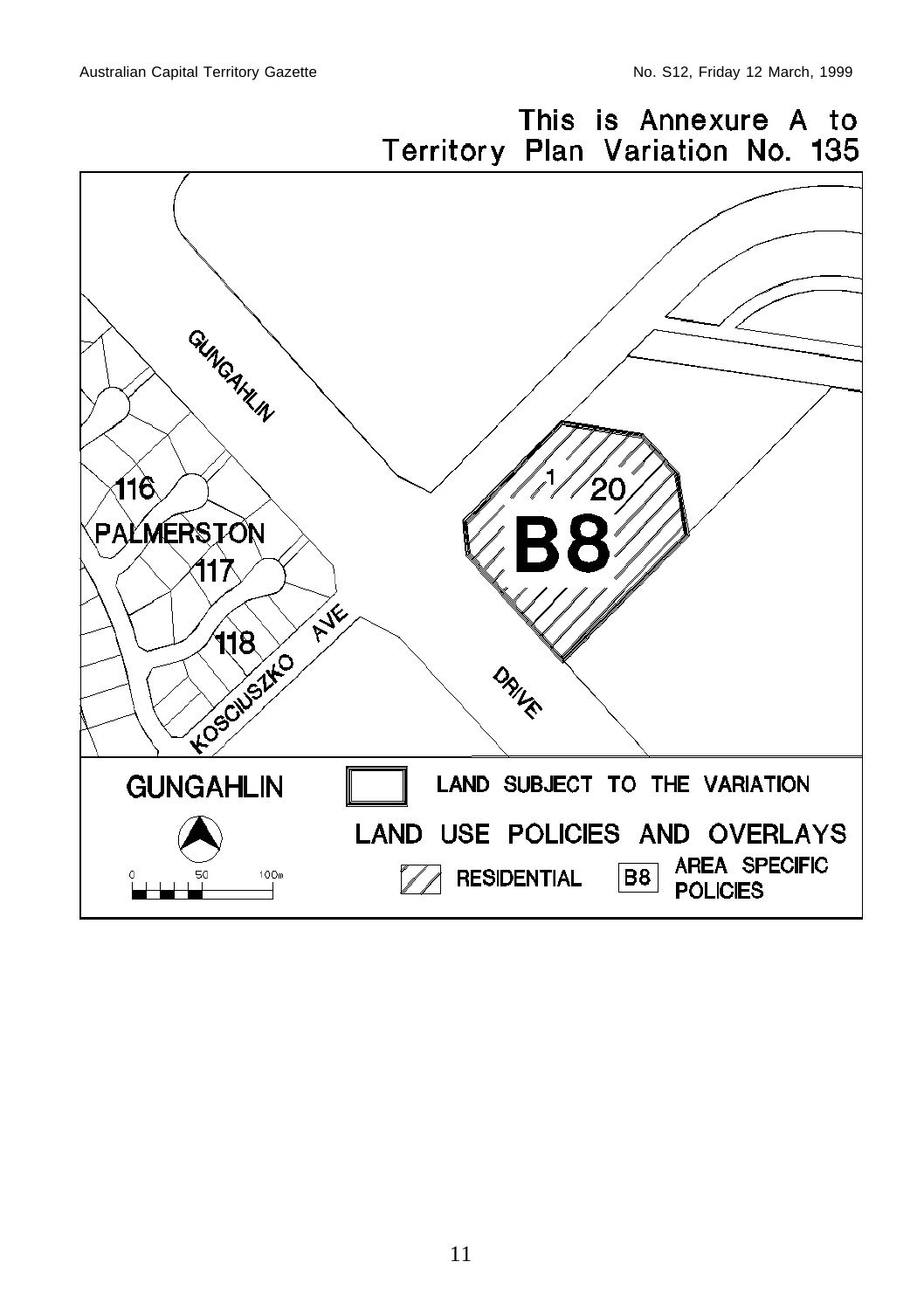# This is Annexure A to Territory Plan Variation No. 135

GUNGAHLIN

DRIVE

116

PALMERSTON

117

118

KOSCIUSZKO AVE

1

20

B8

GUNGAHLIN

LAND SUBJECT TO THE VARIATION

LAND USE POLICIES AND OVERLAYS

0 50 100m

RESIDENTIAL

B8 AREA SPECIFIC POLICIES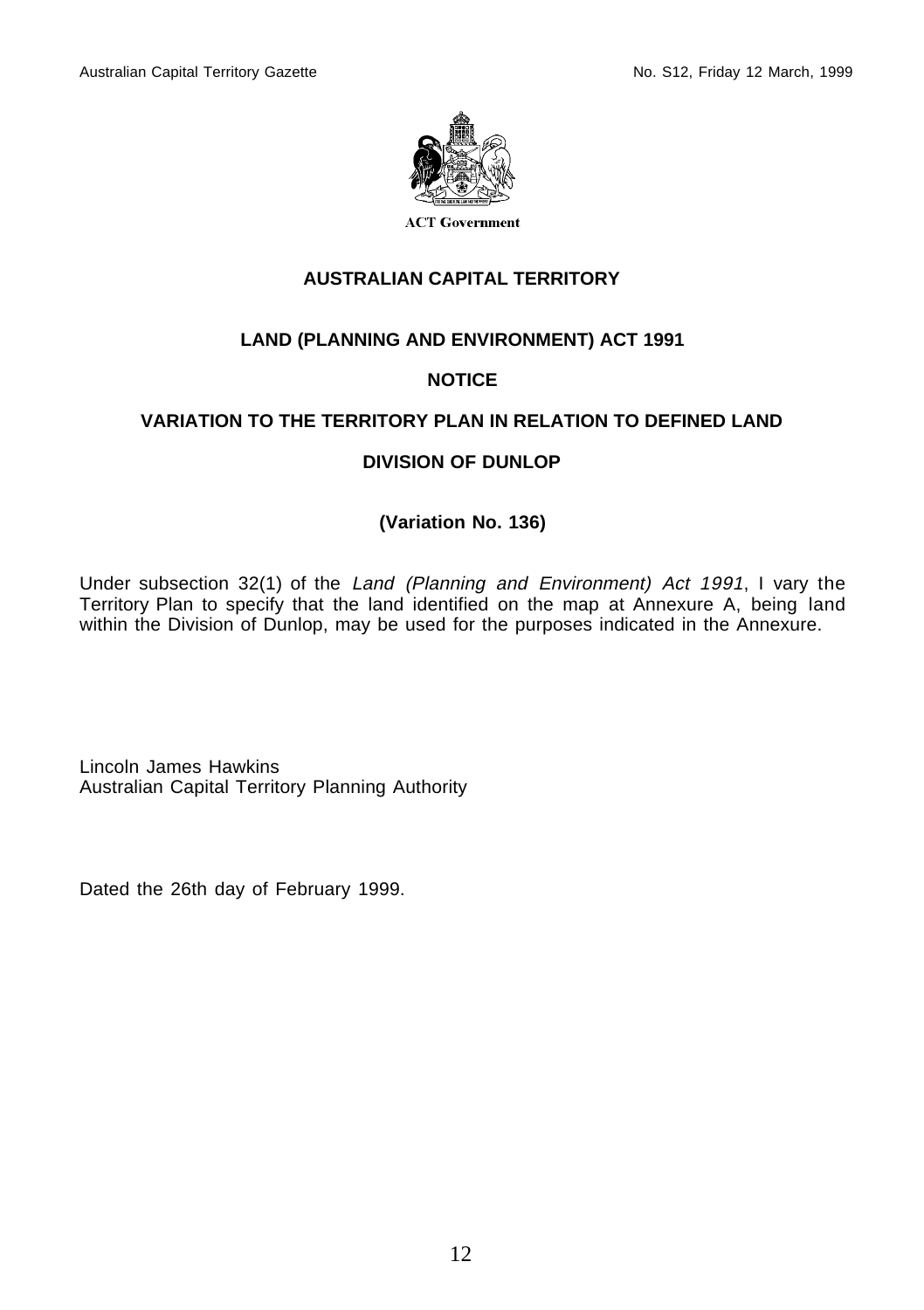ACT Government

# AUSTRALIAN CAPITAL TERRITORY

## LAND (PLANNING AND ENVIRONMENT) ACT 1991

## NOTICE

## VARIATION TO THE TERRITORY PLAN IN RELATION TO DEFINED LAND

## DIVISION OF DUNLOP

**(Variation No. 136)**

Under subsection 32(1) of the *Land (Planning and Environment) Act 1991*, I vary the Territory Plan to specify that the land identified on the map at Annexure A, being land within the Division of Dunlop, may be used for the purposes indicated in the Annexure.

Lincoln James Hawkins
Australian Capital Territory Planning Authority

Dated the 26th day of February 1999.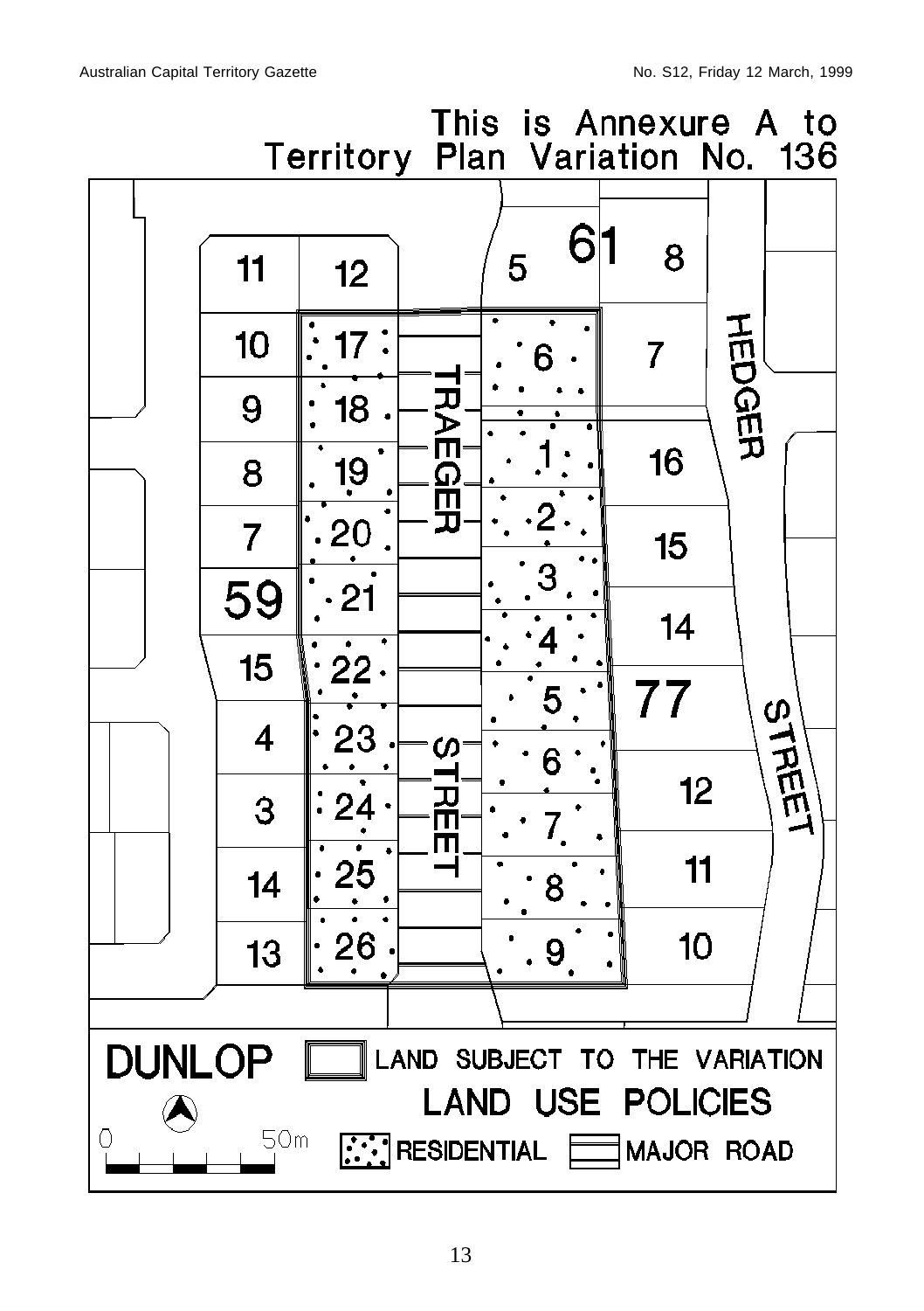This is Annexure A to Territory Plan Variation No. 136

11
12
10
17
9
18
8
19
7
20
59
21
15
22
4
23
3
24
14
25
13
26
TRAEGER
STREET
5
61
8
6
7
1
16
2
15
3
14
4
5
77
6
12
7
11
8
9
10
HEDGER
STREET

DUNLOP

LAND SUBJECT TO THE VARIATION

LAND USE POLICIES

0
50m

RESIDENTIAL
MAJOR ROAD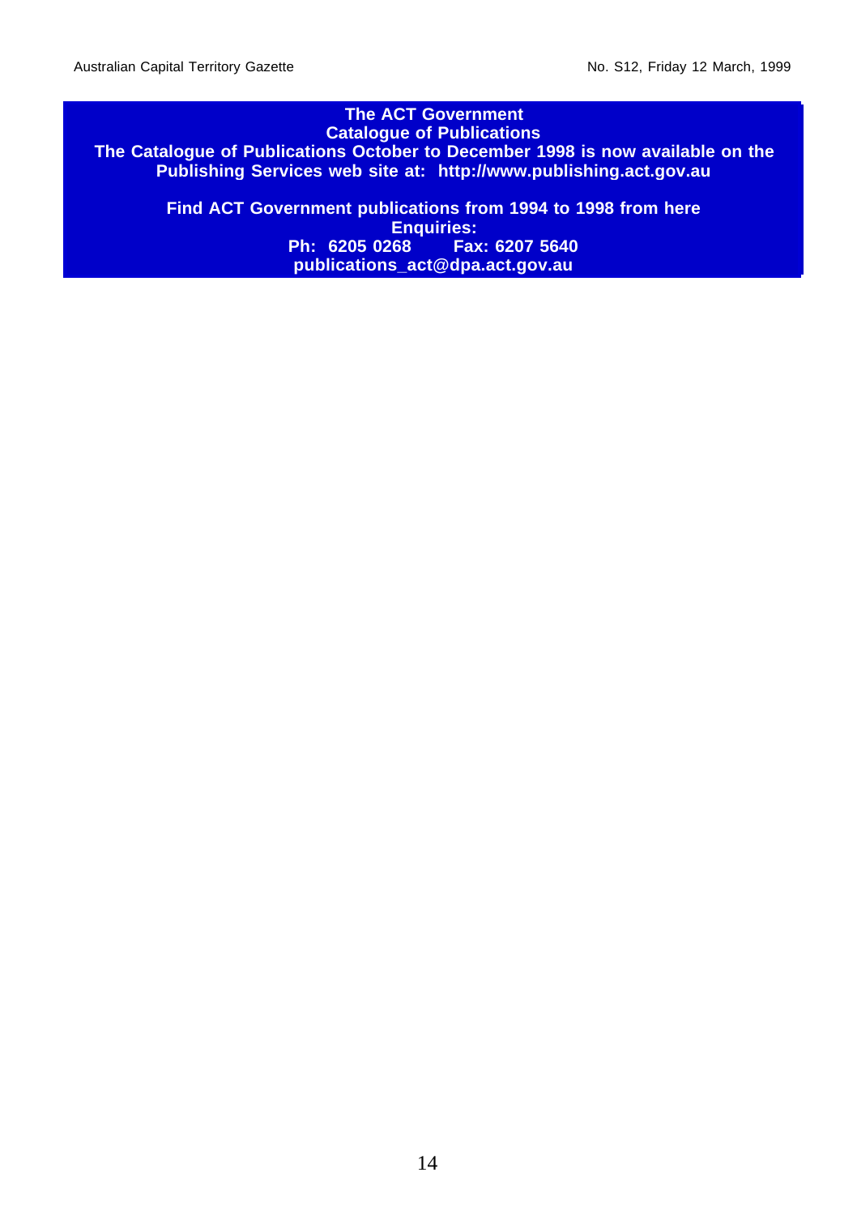**The ACT Government**

**Catalogue of Publications**

**The Catalogue of Publications October to December 1998 is now available on the Publishing Services web site at: http://www.publishing.act.gov.au**

**Find ACT Government publications from 1994 to 1998 from here**

**Enquiries:**

**Ph: 6205 0268 Fax: 6207 5640**

**publications_act@dpa.act.gov.au**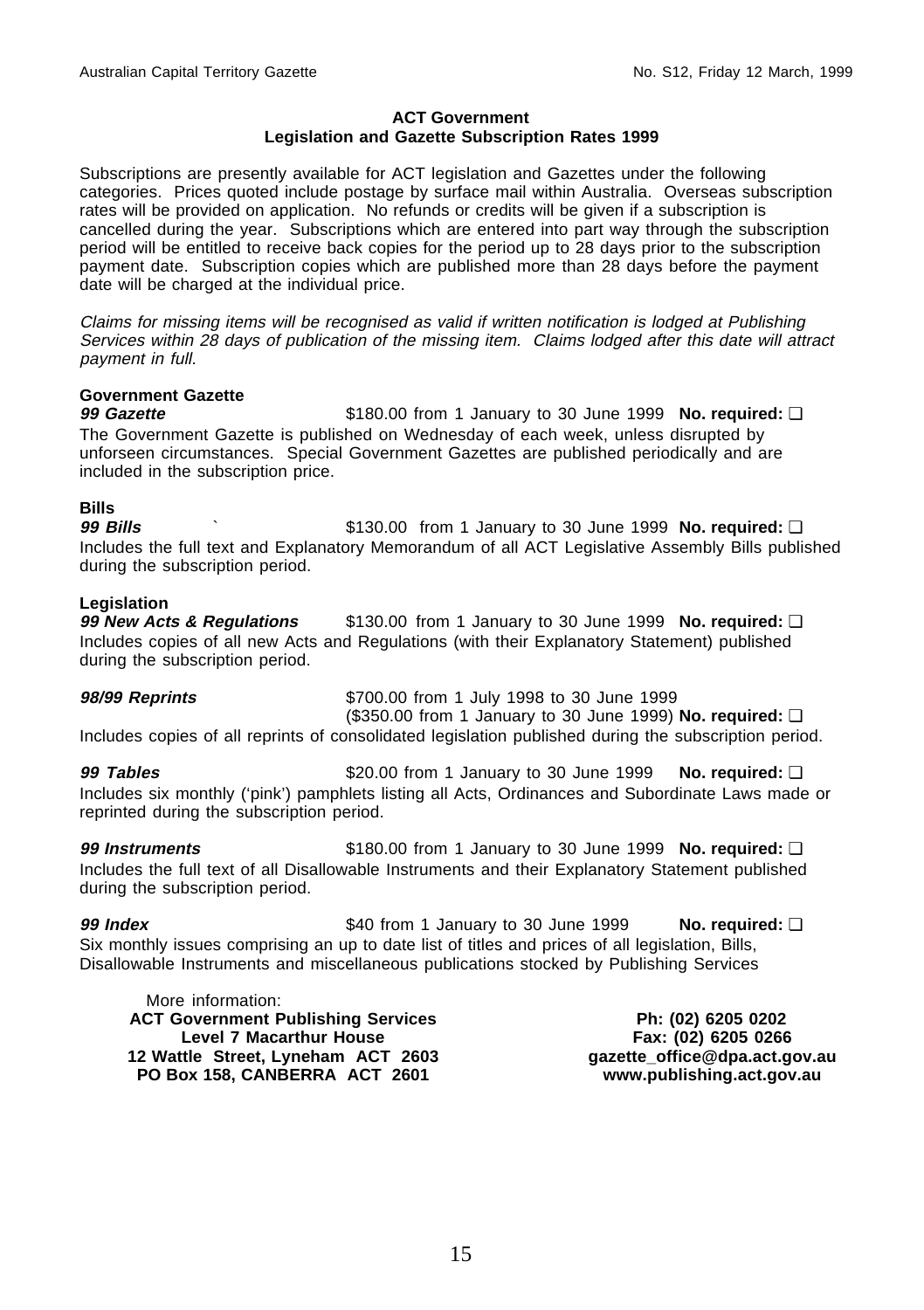**ACT Government**
**Legislation and Gazette Subscription Rates 1999**

Subscriptions are presently available for ACT legislation and Gazettes under the following categories. Prices quoted include postage by surface mail within Australia. Overseas subscription rates will be provided on application. No refunds or credits will be given if a subscription is cancelled during the year. Subscriptions which are entered into part way through the subscription period will be entitled to receive back copies for the period up to 28 days prior to the subscription payment date. Subscription copies which are published more than 28 days before the payment date will be charged at the individual price.

*Claims for missing items will be recognised as valid if written notification is lodged at Publishing Services within 28 days of publication of the missing item. Claims lodged after this date will attract payment in full.*

**Government Gazette**

***99 Gazette*** $180.00 from 1 January to 30 June 1999 **No. required:** ❑

The Government Gazette is published on Wednesday of each week, unless disrupted by unforseen circumstances. Special Government Gazettes are published periodically and are included in the subscription price.

**Bills**

***99 Bills*** ` $130.00 from 1 January to 30 June 1999 **No. required:** ❑

Includes the full text and Explanatory Memorandum of all ACT Legislative Assembly Bills published during the subscription period.

**Legislation**

***99 New Acts & Regulations*** $130.00 from 1 January to 30 June 1999 **No. required:** ❑

Includes copies of all new Acts and Regulations (with their Explanatory Statement) published during the subscription period.

***98/99 Reprints*** $700.00 from 1 July 1998 to 30 June 1999
($350.00 from 1 January to 30 June 1999) **No. required:** ❑

Includes copies of all reprints of consolidated legislation published during the subscription period.

***99 Tables*** $20.00 from 1 January to 30 June 1999 **No. required:** ❑

Includes six monthly ('pink') pamphlets listing all Acts, Ordinances and Subordinate Laws made or reprinted during the subscription period.

***99 Instruments*** $180.00 from 1 January to 30 June 1999 **No. required:** ❑

Includes the full text of all Disallowable Instruments and their Explanatory Statement published during the subscription period.

***99 Index*** $40 from 1 January to 30 June 1999 **No. required:** ❑

Six monthly issues comprising an up to date list of titles and prices of all legislation, Bills, Disallowable Instruments and miscellaneous publications stocked by Publishing Services

More information:
**ACT Government Publishing Services**
**Level 7 Macarthur House**
**12 Wattle Street, Lyneham ACT 2603**
**PO Box 158, CANBERRA ACT 2601**

**Ph: (02) 6205 0202**
**Fax: (02) 6205 0266**
**gazette_office@dpa.act.gov.au**
**www.publishing.act.gov.au**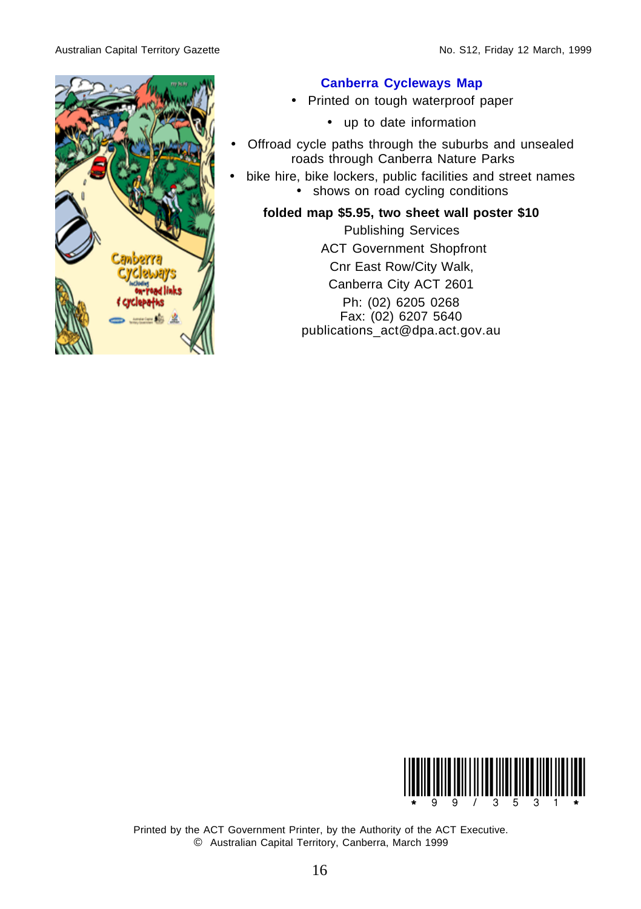## Canberra Cycleways Map

- Printed on tough waterproof paper
- up to date information
- Offroad cycle paths through the suburbs and unsealed roads through Canberra Nature Parks
- bike hire, bike lockers, public facilities and street names
- shows on road cycling conditions

**folded map $5.95, two sheet wall poster $10**

Publishing Services
ACT Government Shopfront
Cnr East Row/City Walk,
Canberra City ACT 2601
Ph: (02) 6205 0268
Fax: (02) 6207 5640
publications_act@dpa.act.gov.au

* 9 9 / 3 5 3 1 *

Printed by the ACT Government Printer, by the Authority of the ACT Executive.
© Australian Capital Territory, Canberra, March 1999